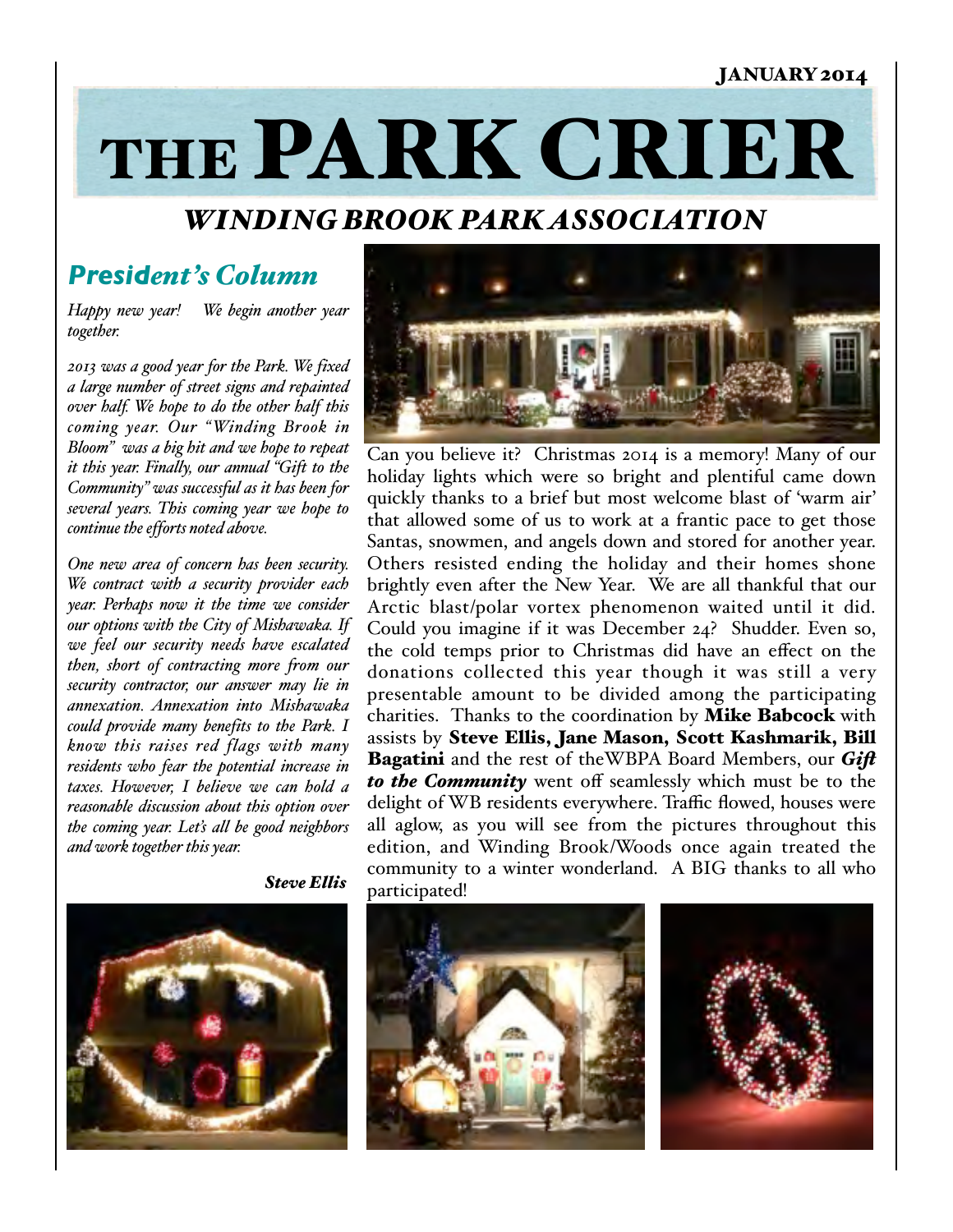JANUARY 2014

# THE PARK CRIER

## *WINDING BROOK PARK ASSOCIATION*

## *President's Column*

*Happy new year! We begin another year together.*

*2013 was a good year for the Park. We fixed a large number of street signs and repainted over half. We hope to do the other half this coming year. Our "Winding Brook in Bloom" was a big hit and we hope to repeat it this year. Finally, our annual "Gift to the Community" was successful as it has been for several years. This coming year we hope to continue the efforts noted above.*

*One new area of concern has been security. We contract with a security provider each year. Perhaps now it the time we consider our options with the City of Mishawaka. If we feel our security needs have escalated then, short of contracting more from our security contractor, our answer may lie in annexation. Annexation into Mishawaka could provide many benefits to the Park. I know this raises red flags with many residents who fear the potential increase in taxes. However, I believe we can hold a reasonable discussion about this option over the coming year. Let's all be good neighbors and work together this year.*

***Steve Ellis***

Can you believe it? Christmas 2014 is a memory! Many of our holiday lights which were so bright and plentiful came down quickly thanks to a brief but most welcome blast of 'warm air' that allowed some of us to work at a frantic pace to get those Santas, snowmen, and angels down and stored for another year. Others resisted ending the holiday and their homes shone brightly even after the New Year. We are all thankful that our Arctic blast/polar vortex phenomenon waited until it did. Could you imagine if it was December 24? Shudder. Even so, the cold temps prior to Christmas did have an effect on the donations collected this year though it was still a very presentable amount to be divided among the participating charities. Thanks to the coordination by **Mike Babcock** with assists by **Steve Ellis, Jane Mason, Scott Kashmarik, Bill Bagatini** and the rest of theWBPA Board Members, our ***Gift to the Community*** went off seamlessly which must be to the delight of WB residents everywhere. Traffic flowed, houses were all aglow, as you will see from the pictures throughout this edition, and Winding Brook/Woods once again treated the community to a winter wonderland. A BIG thanks to all who participated!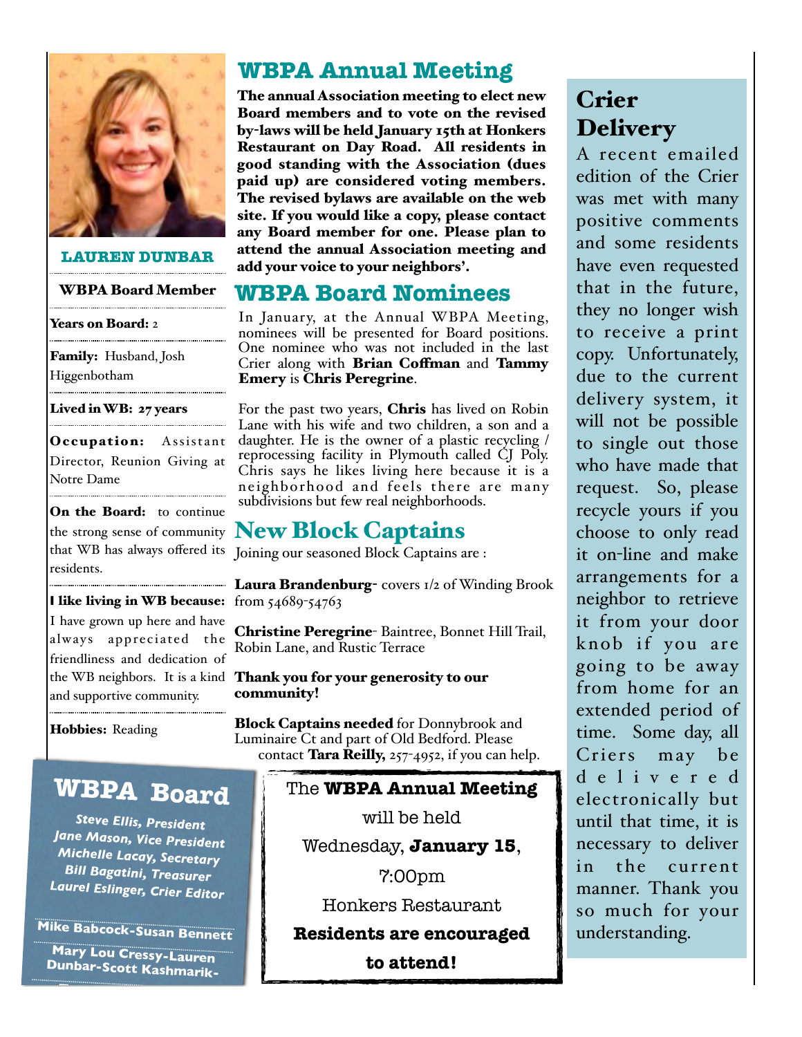## LAUREN DUNBAR

**WBPA Board Member**

**Years on Board:** 2

**Family:** Husband, Josh Higgenbotham

**Lived in WB:** 27 years

**Occupation:** Assistant Director, Reunion Giving at Notre Dame

**On the Board:** to continue the strong sense of community that WB has always offered its residents.

**I like living in WB because:** I have grown up here and have always appreciated the friendliness and dedication of the WB neighbors. It is a kind and supportive community.

**Hobbies:** Reading

## WBPA Board

*Steve Ellis, President*
*Jane Mason, Vice President*
*Michelle Lacay, Secretary*
*Bill Bagatini, Treasurer*
*Laurel Eslinger, Crier Editor*

Mike Babcock-Susan Bennett

Mary Lou Cressy-Lauren Dunbar-Scott Kashmarik-

## WBPA Annual Meeting

**The annual Association meeting to elect new Board members and to vote on the revised by-laws will be held January 15th at Honkers Restaurant on Day Road. All residents in good standing with the Association (dues paid up) are considered voting members. The revised bylaws are available on the web site. If you would like a copy, please contact any Board member for one. Please plan to attend the annual Association meeting and add your voice to your neighbors'.**

## WBPA Board Nominees

In January, at the Annual WBPA Meeting, nominees will be presented for Board positions. One nominee who was not included in the last Crier along with **Brian Coffman** and **Tammy Emery** is **Chris Peregrine**.

For the past two years, **Chris** has lived on Robin Lane with his wife and two children, a son and a daughter. He is the owner of a plastic recycling / reprocessing facility in Plymouth called CJ Poly. Chris says he likes living here because it is a neighborhood and feels there are many subdivisions but few real neighborhoods.

## New Block Captains

Joining our seasoned Block Captains are :

**Laura Brandenburg**- covers 1/2 of Winding Brook from 54689-54763

**Christine Peregrine**- Baintree, Bonnet Hill Trail, Robin Lane, and Rustic Terrace

**Thank you for your generosity to our community!**

**Block Captains needed** for Donnybrook and Luminaire Ct and part of Old Bedford. Please contact **Tara Reilly,** 257-4952, if you can help.

The **WBPA Annual Meeting**
will be held
Wednesday, **January 15**,
7:00pm
Honkers Restaurant
**Residents are encouraged to attend!**

## Crier Delivery

A recent emailed edition of the Crier was met with many positive comments and some residents have even requested that in the future, they no longer wish to receive a print copy. Unfortunately, due to the current delivery system, it will not be possible to single out those who have made that request. So, please recycle yours if you choose to only read it on-line and make arrangements for a neighbor to retrieve it from your door knob if you are going to be away from home for an extended period of time. Some day, all Criers may be delivered electronically but until that time, it is necessary to deliver in the current manner. Thank you so much for your understanding.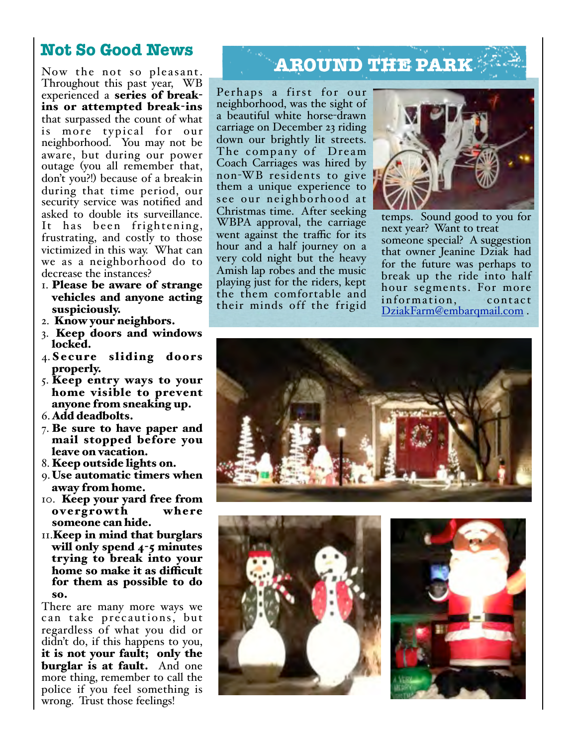## Not So Good News

Now the not so pleasant. Throughout this past year, WB experienced a **series of break-ins or attempted break-ins** that surpassed the count of what is more typical for our neighborhood. You may not be aware, but during our power outage (you all remember that, don't you?!) because of a break-in during that time period, our security service was notified and asked to double its surveillance. It has been frightening, frustrating, and costly to those victimized in this way. What can we as a neighborhood do to decrease the instances?

1. **Please be aware of strange vehicles and anyone acting suspiciously.**
2. **Know your neighbors.**
3. **Keep doors and windows locked.**
4. **Secure sliding doors properly.**
5. **Keep entry ways to your home visible to prevent anyone from sneaking up.**
6. **Add deadbolts.**
7. **Be sure to have paper and mail stopped before you leave on vacation.**
8. **Keep outside lights on.**
9. **Use automatic timers when away from home.**
10. **Keep your yard free from overgrowth where someone can hide.**
11. **Keep in mind that burglars will only spend 4-5 minutes trying to break into your home so make it as difficult for them as possible to do so.**

There are many more ways we can take precautions, but regardless of what you did or didn't do, if this happens to you, **it is not your fault; only the burglar is at fault.** And one more thing, remember to call the police if you feel something is wrong. Trust those feelings!

## AROUND THE PARK

Perhaps a first for our neighborhood, was the sight of a beautiful white horse-drawn carriage on December 23 riding down our brightly lit streets. The company of Dream Coach Carriages was hired by non-WB residents to give them a unique experience to see our neighborhood at Christmas time. After seeking WBPA approval, the carriage went against the traffic for its hour and a half journey on a very cold night but the heavy Amish lap robes and the music playing just for the riders, kept the them comfortable and their minds off the frigid temps. Sound good to you for next year? Want to treat someone special? A suggestion that owner Jeanine Dziak had for the future was perhaps to break up the ride into half hour segments. For more information, contact DziakFarm@embarqmail.com .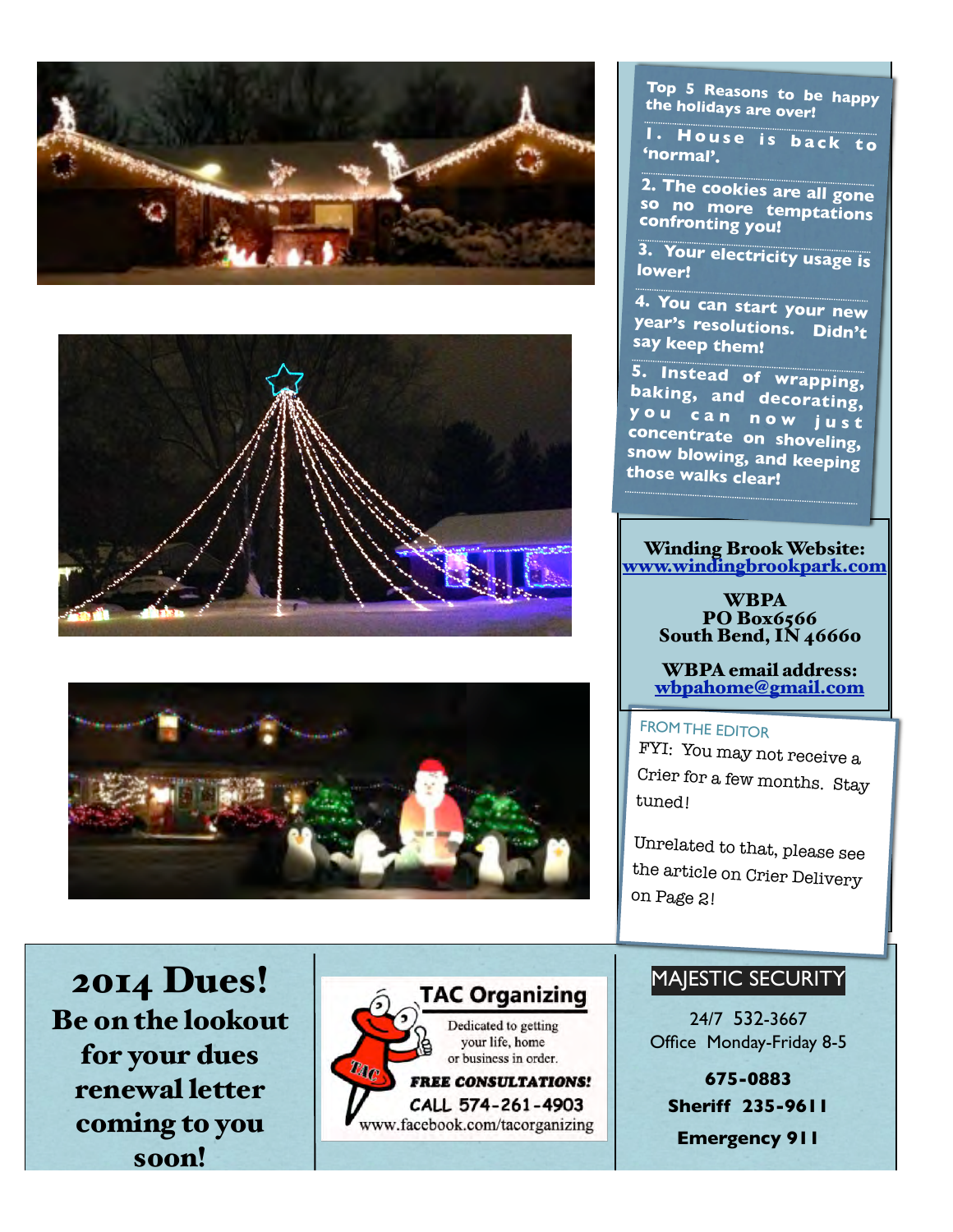## Top 5 Reasons to be happy the holidays are over!

1. House is back to 'normal'.
2. The cookies are all gone so no more temptations confronting you!
3. Your electricity usage is lower!
4. You can start your new year's resolutions. Didn't say keep them!
5. Instead of wrapping, baking, and decorating, you can now just concentrate on shoveling, snow blowing, and keeping those walks clear!

**Winding Brook Website:**
[www.windingbrookpark.com](http://www.windingbrookpark.com)

**WBPA**
**PO Box6566**
**South Bend, IN 46660**

**WBPA email address:**
[wbpahome@gmail.com](mailto:wbpahome@gmail.com)

FROM THE EDITOR

FYI: You may not receive a Crier for a few months. Stay tuned!

Unrelated to that, please see the article on Crier Delivery on Page 2!

# 2014 Dues!

## Be on the lookout for your dues renewal letter coming to you soon!

**TAC Organizing**

Dedicated to getting your life, home or business in order.

***FREE CONSULTATIONS!***

*CALL 574-261-4903*

www.facebook.com/tacorganizing

MAJESTIC SECURITY

24/7 532-3667
Office Monday-Friday 8-5

**675-0883**

**Sheriff 235-9611**

**Emergency 911**